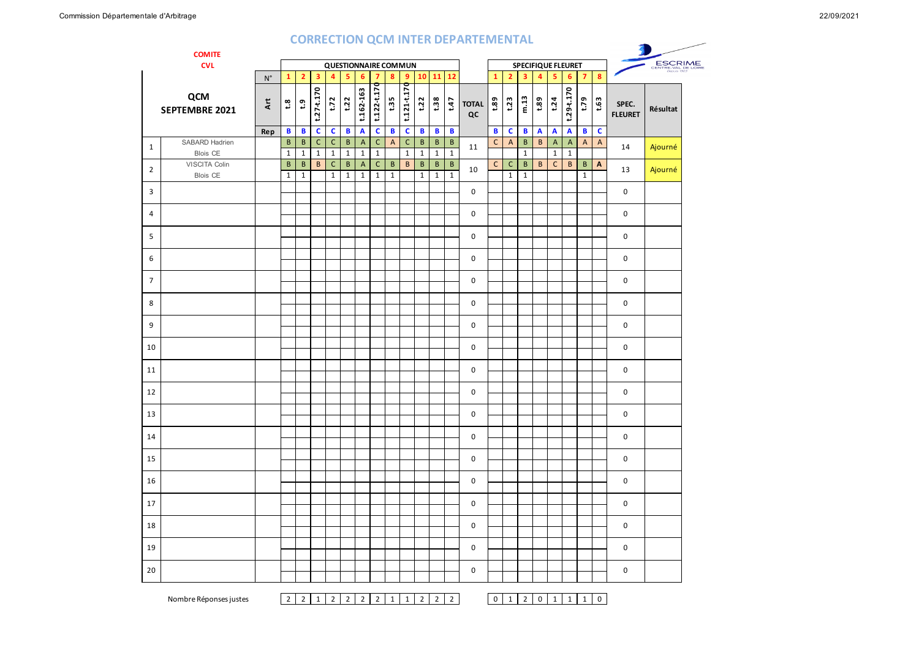# CORRECTION QCM INTER DEPARTEMENTAL

**COMITE CVL**

**QCM SEPTEMBRE 2021**

| | | | QUESTIONNAIRE COMMUN | | | | | | | | | | | | | SPECIFIQUE FLEURET | | | | | | | | | |
|---|---|---|---|---|---|---|---|---|---|---|---|---|---|---|---|---|---|---|---|---|---|---|---|---|---|
| | | N° | 1 | 2 | 3 | 4 | 5 | 6 | 7 | 8 | 9 | 10 | 11 | 12 | | 1 | 2 | 3 | 4 | 5 | 6 | 7 | 8 | | |
| | | Art | t.8 | t.9 | t.27-t.170 | t.72 | t.22 | t.162-163 | t.122-t.170 | t.35 | t.121-t.170 | t.22 | t.38 | t.47 | TOTAL QC | t.89 | t.23 | m.13 | t.89 | t.24 | t.29-t.170 | t.79 | t.63 | SPEC. FLEURET | Résultat |
| | | Rep | B | B | C | C | B | A | C | B | C | B | B | B | | B | C | B | A | A | A | B | C | | |
| 1 | SABARD Hadrien | | B | B | C | C | B | A | C | A | C | B | B | B | 11 | C | A | B | B | A | A | A | A | 14 | Ajourné |
| | Blois CE | | 1 | 1 | 1 | 1 | 1 | 1 | 1 | | 1 | 1 | 1 | 1 | | | | 1 | | 1 | 1 | | | | |
| 2 | VISCITA Colin | | B | B | B | C | B | A | C | B | B | B | B | B | 10 | C | C | B | B | C | B | B | A | 13 | Ajourné |
| | Blois CE | | 1 | 1 | | 1 | 1 | 1 | 1 | 1 | | 1 | 1 | 1 | | | 1 | 1 | | | | 1 | | | |
| 3 | | | | | | | | | | | | | | | 0 | | | | | | | | | 0 | |
| 4 | | | | | | | | | | | | | | | 0 | | | | | | | | | 0 | |
| 5 | | | | | | | | | | | | | | | 0 | | | | | | | | | 0 | |
| 6 | | | | | | | | | | | | | | | 0 | | | | | | | | | 0 | |
| 7 | | | | | | | | | | | | | | | 0 | | | | | | | | | 0 | |
| 8 | | | | | | | | | | | | | | | 0 | | | | | | | | | 0 | |
| 9 | | | | | | | | | | | | | | | 0 | | | | | | | | | 0 | |
| 10 | | | | | | | | | | | | | | | 0 | | | | | | | | | 0 | |
| 11 | | | | | | | | | | | | | | | 0 | | | | | | | | | 0 | |
| 12 | | | | | | | | | | | | | | | 0 | | | | | | | | | 0 | |
| 13 | | | | | | | | | | | | | | | 0 | | | | | | | | | 0 | |
| 14 | | | | | | | | | | | | | | | 0 | | | | | | | | | 0 | |
| 15 | | | | | | | | | | | | | | | 0 | | | | | | | | | 0 | |
| 16 | | | | | | | | | | | | | | | 0 | | | | | | | | | 0 | |
| 17 | | | | | | | | | | | | | | | 0 | | | | | | | | | 0 | |
| 18 | | | | | | | | | | | | | | | 0 | | | | | | | | | 0 | |
| 19 | | | | | | | | | | | | | | | 0 | | | | | | | | | 0 | |
| 20 | | | | | | | | | | | | | | | 0 | | | | | | | | | 0 | |
| | Nombre Réponses justes | | 2 | 2 | 1 | 2 | 2 | 2 | 2 | 1 | 1 | 2 | 2 | 2 | | 0 | 1 | 2 | 0 | 1 | 1 | 1 | 0 | | |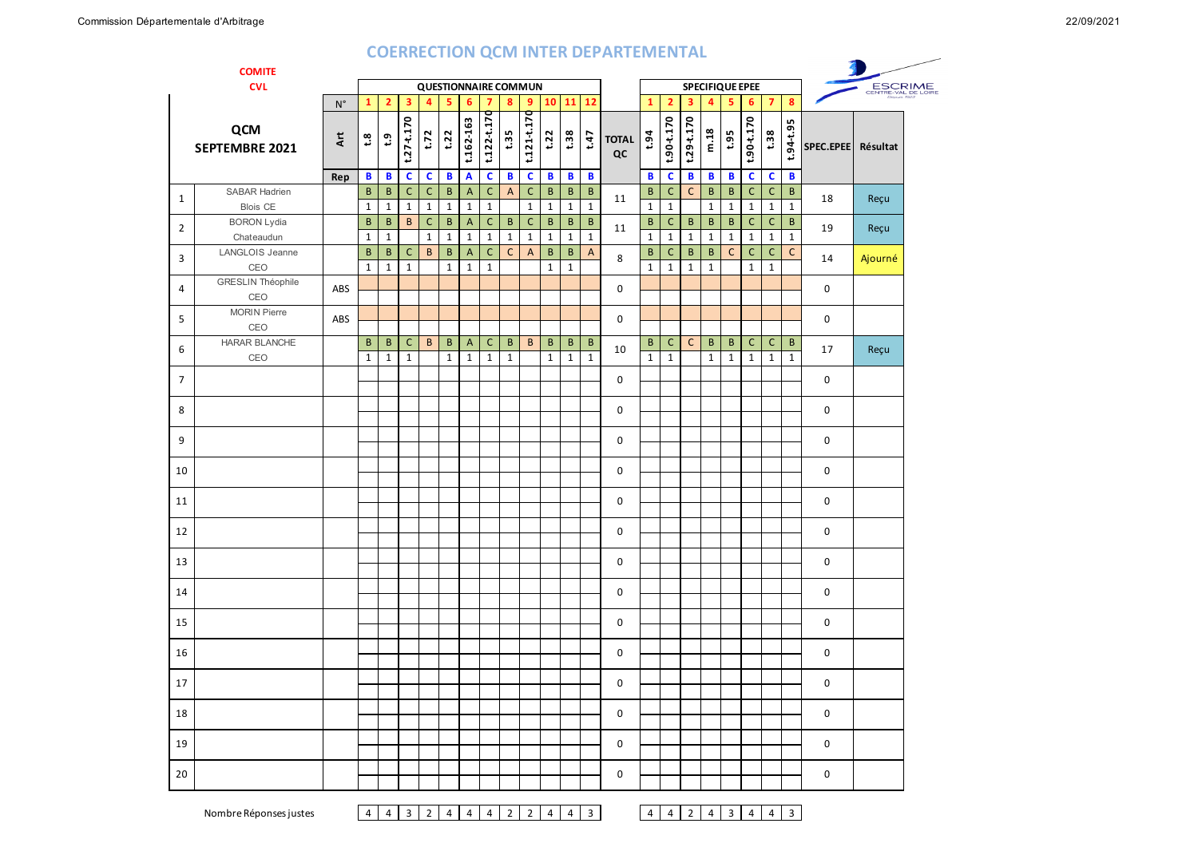## COERRECTION QCM INTER DEPARTEMENTAL

**COMITE CVL**

**QCM SEPTEMBRE 2021**

| N° | Nom | Art | QUESTIONNAIRE COMMUN | | | | | | | | | | | | TOTAL QC | SPECIFIQUE EPEE | | | | | | | | SPEC.EPEE | Résultat |
|---|---|---|---|---|---|---|---|---|---|---|---|---|---|---|---|---|---|---|---|---|---|---|---|---|---|
| N° | | | 1 | 2 | 3 | 4 | 5 | 6 | 7 | 8 | 9 | 10 | 11 | 12 | | 1 | 2 | 3 | 4 | 5 | 6 | 7 | 8 | | |
| | | Art | t.8 | t.9 | t.27-t.170 | t.72 | t.22 | t.162-163 | t.122-t.170 | t.35 | t.121-t.170 | t.22 | t.38 | t.47 | TOTAL QC | t.94 | t.90-t.170 | t.29-t.170 | m.18 | t.95 | t.90-t.170 | t.38 | t.94-t.95 | SPEC.EPEE | Résultat |
| | | Rep | B | B | C | C | B | A | C | B | C | B | B | B | | B | C | B | B | B | C | C | B | | |
| 1 | SABAR Hadrien | | B | B | C | C | B | A | C | A | C | B | B | B | 11 | B | C | C | B | B | C | C | B | 18 | Reçu |
| | Blois CE | | 1 | 1 | 1 | 1 | 1 | 1 | 1 | | 1 | 1 | 1 | 1 | | 1 | 1 | | 1 | 1 | 1 | 1 | 1 | | |
| 2 | BORON Lydia | | B | B | B | C | B | A | C | B | C | B | B | B | 11 | B | C | B | B | B | C | C | B | 19 | Reçu |
| | Chateaudun | | 1 | 1 | | 1 | 1 | 1 | 1 | 1 | 1 | 1 | 1 | 1 | | 1 | 1 | 1 | 1 | 1 | 1 | 1 | 1 | | |
| 3 | LANGLOIS Jeanne | | B | B | C | B | B | A | C | C | A | B | B | A | 8 | B | C | B | B | C | C | C | C | 14 | Ajourné |
| | CEO | | 1 | 1 | 1 | | 1 | 1 | 1 | | | 1 | 1 | | | 1 | 1 | 1 | 1 | | 1 | 1 | | | |
| 4 | GRESLIN Théophile | ABS | | | | | | | | | | | | | 0 | | | | | | | | | 0 | |
| | CEO | | | | | | | | | | | | | | | | | | | | | | | | |
| 5 | MORIN Pierre | ABS | | | | | | | | | | | | | 0 | | | | | | | | | 0 | |
| | CEO | | | | | | | | | | | | | | | | | | | | | | | | |
| 6 | HARAR BLANCHE | | B | B | C | B | B | A | C | B | B | B | B | B | 10 | B | C | C | B | B | C | C | B | 17 | Reçu |
| | CEO | | 1 | 1 | 1 | | 1 | 1 | 1 | 1 | | 1 | 1 | 1 | | 1 | 1 | | 1 | 1 | 1 | 1 | 1 | | |
| 7 | | | | | | | | | | | | | | | 0 | | | | | | | | | 0 | |
| 8 | | | | | | | | | | | | | | | 0 | | | | | | | | | 0 | |
| 9 | | | | | | | | | | | | | | | 0 | | | | | | | | | 0 | |
| 10 | | | | | | | | | | | | | | | 0 | | | | | | | | | 0 | |
| 11 | | | | | | | | | | | | | | | 0 | | | | | | | | | 0 | |
| 12 | | | | | | | | | | | | | | | 0 | | | | | | | | | 0 | |
| 13 | | | | | | | | | | | | | | | 0 | | | | | | | | | 0 | |
| 14 | | | | | | | | | | | | | | | 0 | | | | | | | | | 0 | |
| 15 | | | | | | | | | | | | | | | 0 | | | | | | | | | 0 | |
| 16 | | | | | | | | | | | | | | | 0 | | | | | | | | | 0 | |
| 17 | | | | | | | | | | | | | | | 0 | | | | | | | | | 0 | |
| 18 | | | | | | | | | | | | | | | 0 | | | | | | | | | 0 | |
| 19 | | | | | | | | | | | | | | | 0 | | | | | | | | | 0 | |
| 20 | | | | | | | | | | | | | | | 0 | | | | | | | | | 0 | |
| | Nombre Réponses justes | | 4 | 4 | 3 | 2 | 4 | 4 | 4 | 2 | 2 | 4 | 4 | 3 | | 4 | 4 | 2 | 4 | 3 | 4 | 4 | 3 | | |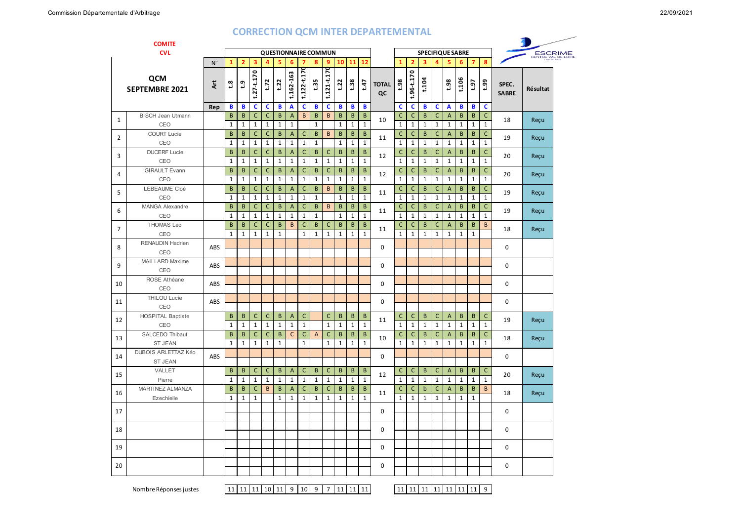# CORRECTION QCM INTER DEPARTEMENTAL

**COMITE CVL**

| | QCM SEPTEMBRE 2021 | N° | 1 | 2 | 3 | 4 | 5 | 6 | 7 | 8 | 9 | 10 | 11 | 12 | TOTAL QC | 1 | 2 | 3 | 4 | 5 | 6 | 7 | 8 | SPEC. SABRE | Résultat |
|---|---|---|---|---|---|---|---|---|---|---|---|---|---|---|---|---|---|---|---|---|---|---|---|---|---|
| | | | QUESTIONNAIRE COMMUN | | | | | | | | | | | | | SPECIFIQUE SABRE | | | | | | | | | |
| | | Art | t.8 | t.9 | t.27-t.170 | t.72 | t.22 | t.162-163 | t.122-t.170 | t.35 | t.121-t.170 | t.22 | t.38 | t.47 | | t.98 | t.96-t.170 | t.104 | | t.98 | t.106 | t.97 | t.99 | | |
| | | Rep | B | B | C | C | B | A | C | B | C | B | B | B | | C | C | B | C | A | B | B | C | | |
| 1 | BISCH Jean Utmann | | B | B | C | C | B | A | B | B | B | B | B | B | 10 | C | C | B | C | A | B | B | C | 18 | Reçu |
| | CEO | | 1 | 1 | 1 | 1 | 1 | 1 | | 1 | | 1 | 1 | 1 | | 1 | 1 | 1 | 1 | 1 | 1 | 1 | 1 | | |
| 2 | COURT Lucie | | B | B | C | C | B | A | C | B | B | B | B | B | 11 | C | C | B | C | A | B | B | C | 19 | Reçu |
| | CEO | | 1 | 1 | 1 | 1 | 1 | 1 | 1 | 1 | | 1 | 1 | 1 | | 1 | 1 | 1 | 1 | 1 | 1 | 1 | 1 | | |
| 3 | DUCERF Lucie | | B | B | C | C | B | A | C | B | C | B | B | B | 12 | C | C | B | C | A | B | B | C | 20 | Reçu |
| | CEO | | 1 | 1 | 1 | 1 | 1 | 1 | 1 | 1 | 1 | 1 | 1 | 1 | | 1 | 1 | 1 | 1 | 1 | 1 | 1 | 1 | | |
| 4 | GIRAULT Evann | | B | B | C | C | B | A | C | B | C | B | B | B | 12 | C | C | B | C | A | B | B | C | 20 | Reçu |
| | CEO | | 1 | 1 | 1 | 1 | 1 | 1 | 1 | 1 | 1 | 1 | 1 | 1 | | 1 | 1 | 1 | 1 | 1 | 1 | 1 | 1 | | |
| 5 | LEBEAUME Cloé | | B | B | C | C | B | A | C | B | B | B | B | B | 11 | C | C | B | C | A | B | B | C | 19 | Reçu |
| | CEO | | 1 | 1 | 1 | 1 | 1 | 1 | 1 | 1 | | 1 | 1 | 1 | | 1 | 1 | 1 | 1 | 1 | 1 | 1 | 1 | | |
| 6 | MANGA Alexandre | | B | B | C | C | B | A | C | B | B | B | B | B | 11 | C | C | B | C | A | B | B | C | 19 | Reçu |
| | CEO | | 1 | 1 | 1 | 1 | 1 | 1 | 1 | 1 | | 1 | 1 | 1 | | 1 | 1 | 1 | 1 | 1 | 1 | 1 | 1 | | |
| 7 | THOMAS Léo | | B | B | C | C | B | B | C | B | C | B | B | B | 11 | C | C | B | C | A | B | B | B | 18 | Reçu |
| | CEO | | 1 | 1 | 1 | 1 | 1 | | 1 | 1 | 1 | 1 | 1 | 1 | | 1 | 1 | 1 | 1 | 1 | 1 | 1 | | | |
| 8 | RENAUDIN Hadrien | ABS | | | | | | | | | | | | | 0 | | | | | | | | | 0 | |
| | CEO | | | | | | | | | | | | | | | | | | | | | | | | |
| 9 | MAILLARD Maxime | ABS | | | | | | | | | | | | | 0 | | | | | | | | | 0 | |
| | CEO | | | | | | | | | | | | | | | | | | | | | | | | |
| 10 | ROSE Athéane | ABS | | | | | | | | | | | | | 0 | | | | | | | | | 0 | |
| | CEO | | | | | | | | | | | | | | | | | | | | | | | | |
| 11 | THILOU Lucie | ABS | | | | | | | | | | | | | 0 | | | | | | | | | 0 | |
| | CEO | | | | | | | | | | | | | | | | | | | | | | | | |
| 12 | HOSPITAL Baptiste | | B | B | C | C | B | A | C | | C | B | B | B | 11 | C | C | B | C | A | B | B | C | 19 | Reçu |
| | CEO | | 1 | 1 | 1 | 1 | 1 | 1 | 1 | | 1 | 1 | 1 | 1 | | 1 | 1 | 1 | 1 | 1 | 1 | 1 | 1 | | |
| 13 | SALCEDO Thibaut | | B | B | C | C | B | C | C | A | C | B | B | B | 10 | C | C | B | C | A | B | B | C | 18 | Reçu |
| | ST JEAN | | 1 | 1 | 1 | 1 | 1 | | 1 | | 1 | 1 | 1 | 1 | | 1 | 1 | 1 | 1 | 1 | 1 | 1 | 1 | | |
| 14 | DUBOIS ARLETTAZ Kéo | ABS | | | | | | | | | | | | | 0 | | | | | | | | | 0 | |
| | ST JEAN | | | | | | | | | | | | | | | | | | | | | | | | |
| 15 | VALLET | | B | B | C | C | B | A | C | B | C | B | B | B | 12 | C | C | B | C | A | B | B | C | 20 | Reçu |
| | Pierre | | 1 | 1 | 1 | 1 | 1 | 1 | 1 | 1 | 1 | 1 | 1 | 1 | | 1 | 1 | 1 | 1 | 1 | 1 | 1 | 1 | | |
| 16 | MARTINEZ ALMANZA | | B | B | C | B | B | A | C | B | C | B | B | B | 11 | C | C | b | C | A | B | B | B | 18 | Reçu |
| | Ezechielle | | 1 | 1 | 1 | | 1 | 1 | 1 | 1 | 1 | 1 | 1 | 1 | | 1 | 1 | 1 | 1 | 1 | 1 | 1 | | | |
| 17 | | | | | | | | | | | | | | | 0 | | | | | | | | | 0 | |
| 18 | | | | | | | | | | | | | | | 0 | | | | | | | | | 0 | |
| 19 | | | | | | | | | | | | | | | 0 | | | | | | | | | 0 | |
| 20 | | | | | | | | | | | | | | | 0 | | | | | | | | | 0 | |
| | Nombre Réponses justes | | 11 | 11 | 11 | 10 | 11 | 9 | 10 | 9 | 7 | 11 | 11 | 11 | | 11 | 11 | 11 | 11 | 11 | 11 | 11 | 9 | | |